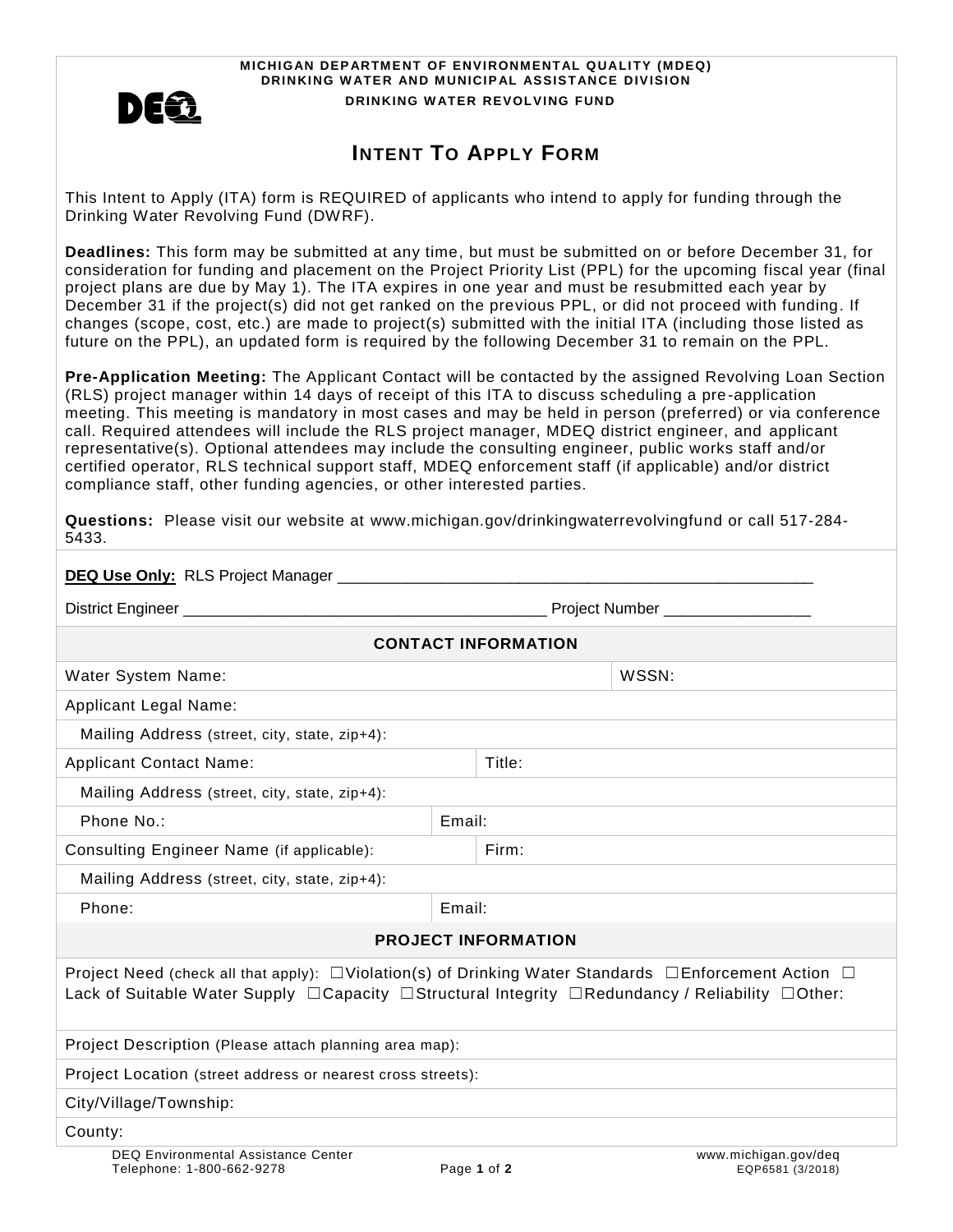**MICHIGAN DEPARTMENT OF ENVIRONMENTAL QUALITY (MDEQ)**
**DRINKING WATER AND MUNICIPAL ASSISTANCE DIVISION**
**DRINKING WATER REVOLVING FUND**

# INTENT TO APPLY FORM

This Intent to Apply (ITA) form is REQUIRED of applicants who intend to apply for funding through the Drinking Water Revolving Fund (DWRF).

**Deadlines:** This form may be submitted at any time, but must be submitted on or before December 31, for consideration for funding and placement on the Project Priority List (PPL) for the upcoming fiscal year (final project plans are due by May 1). The ITA expires in one year and must be resubmitted each year by December 31 if the project(s) did not get ranked on the previous PPL, or did not proceed with funding. If changes (scope, cost, etc.) are made to project(s) submitted with the initial ITA (including those listed as future on the PPL), an updated form is required by the following December 31 to remain on the PPL.

**Pre-Application Meeting:** The Applicant Contact will be contacted by the assigned Revolving Loan Section (RLS) project manager within 14 days of receipt of this ITA to discuss scheduling a pre-application meeting. This meeting is mandatory in most cases and may be held in person (preferred) or via conference call. Required attendees will include the RLS project manager, MDEQ district engineer, and applicant representative(s). Optional attendees may include the consulting engineer, public works staff and/or certified operator, RLS technical support staff, MDEQ enforcement staff (if applicable) and/or district compliance staff, other funding agencies, or other interested parties.

**Questions:** Please visit our website at www.michigan.gov/drinkingwaterrevolvingfund or call 517-284-5433.

**DEQ Use Only:** RLS Project Manager ______________________________________________________

District Engineer ________________________________________ Project Number ________________

## CONTACT INFORMATION

| | |
|---|---|
| Water System Name: | WSSN: |
| Applicant Legal Name: | |
| Mailing Address (street, city, state, zip+4): | |
| Applicant Contact Name: | Title: |
| Mailing Address (street, city, state, zip+4): | |
| Phone No.: | Email: |
| Consulting Engineer Name (if applicable): | Firm: |
| Mailing Address (street, city, state, zip+4): | |
| Phone: | Email: |

## PROJECT INFORMATION

Project Need (check all that apply): ☐Violation(s) of Drinking Water Standards ☐Enforcement Action ☐Lack of Suitable Water Supply ☐Capacity ☐Structural Integrity ☐Redundancy / Reliability ☐Other:

Project Description (Please attach planning area map):

Project Location (street address or nearest cross streets):

City/Village/Township:

County:

DEQ Environmental Assistance Center
Telephone: 1-800-662-9278

www.michigan.gov/deq
EQP6581 (3/2018)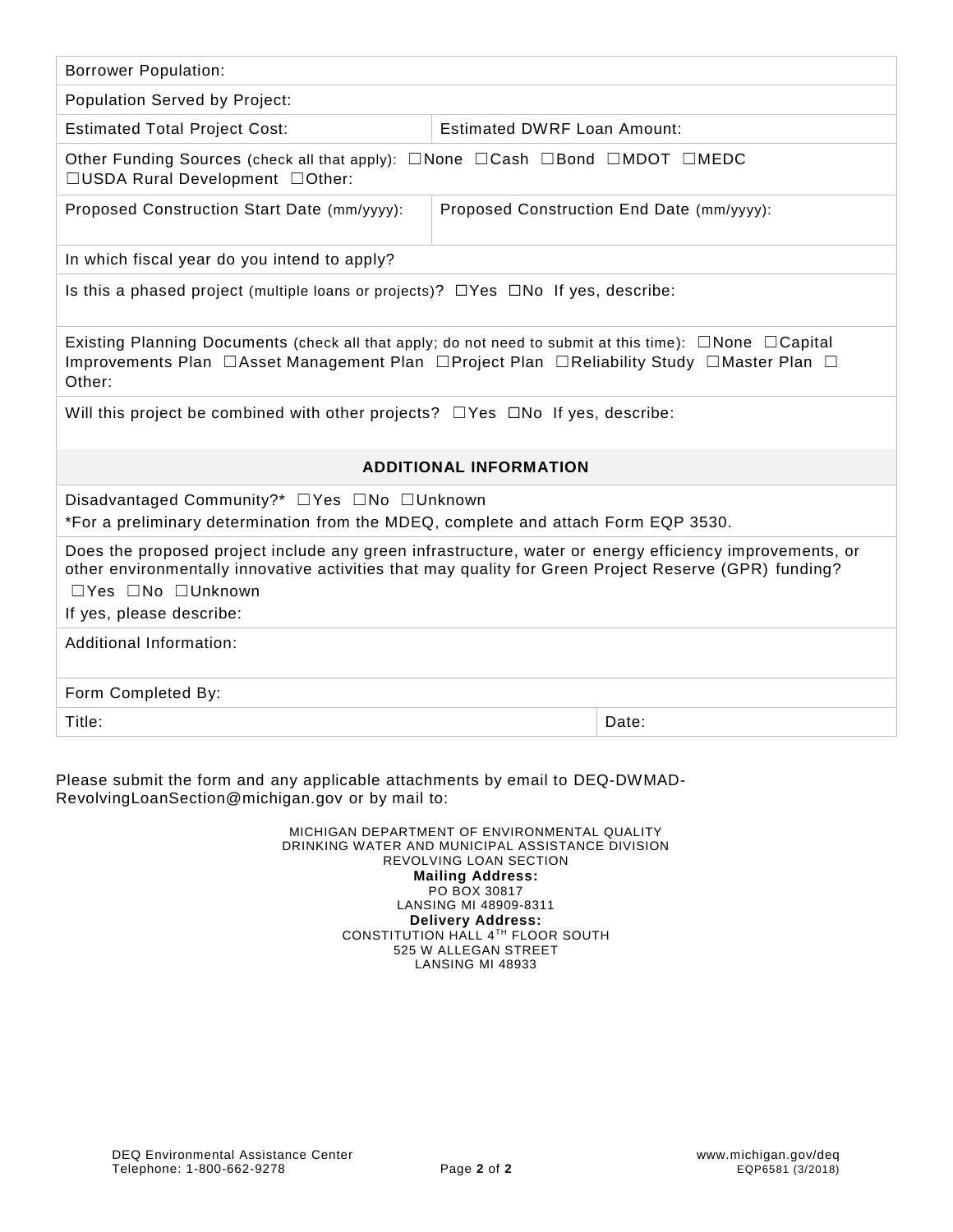| | |
|---|---|
| Borrower Population: | |
| Population Served by Project: | |
| Estimated Total Project Cost: | Estimated DWRF Loan Amount: |
| Other Funding Sources (check all that apply): ☐None ☐Cash ☐Bond ☐MDOT ☐MEDC ☐USDA Rural Development ☐Other: | |
| Proposed Construction Start Date (mm/yyyy): | Proposed Construction End Date (mm/yyyy): |
| In which fiscal year do you intend to apply? | |
| Is this a phased project (multiple loans or projects)? ☐Yes ☐No If yes, describe: | |
| Existing Planning Documents (check all that apply; do not need to submit at this time): ☐None ☐Capital Improvements Plan ☐Asset Management Plan ☐Project Plan ☐Reliability Study ☐Master Plan ☐ Other: | |
| Will this project be combined with other projects? ☐Yes ☐No If yes, describe: | |

**ADDITIONAL INFORMATION**

| | |
|---|---|
| Disadvantaged Community?* ☐Yes ☐No ☐Unknown<br>*For a preliminary determination from the MDEQ, complete and attach Form EQP 3530. | |
| Does the proposed project include any green infrastructure, water or energy efficiency improvements, or other environmentally innovative activities that may quality for Green Project Reserve (GPR) funding?<br>☐Yes ☐No ☐Unknown<br>If yes, please describe: | |
| Additional Information: | |
| Form Completed By: | |
| Title: | Date: |

Please submit the form and any applicable attachments by email to DEQ-DWMAD-RevolvingLoanSection@michigan.gov or by mail to:

MICHIGAN DEPARTMENT OF ENVIRONMENTAL QUALITY
DRINKING WATER AND MUNICIPAL ASSISTANCE DIVISION
REVOLVING LOAN SECTION

**Mailing Address:**
PO BOX 30817
LANSING MI 48909-8311

**Delivery Address:**
CONSTITUTION HALL 4TH FLOOR SOUTH
525 W ALLEGAN STREET
LANSING MI 48933

DEQ Environmental Assistance Center
Telephone: 1-800-662-9278

www.michigan.gov/deq
EQP6581 (3/2018)